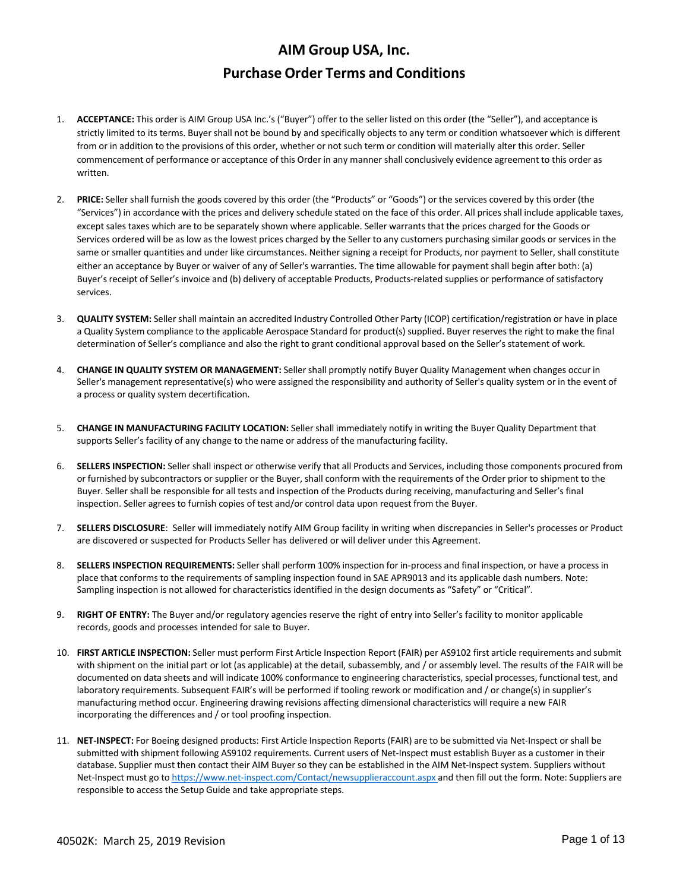# AIM Group USA, Inc.
## Purchase Order Terms and Conditions

1. **ACCEPTANCE:** This order is AIM Group USA Inc.'s ("Buyer") offer to the seller listed on this order (the "Seller"), and acceptance is strictly limited to its terms. Buyer shall not be bound by and specifically objects to any term or condition whatsoever which is different from or in addition to the provisions of this order, whether or not such term or condition will materially alter this order. Seller commencement of performance or acceptance of this Order in any manner shall conclusively evidence agreement to this order as written.

2. **PRICE:** Seller shall furnish the goods covered by this order (the "Products" or "Goods") or the services covered by this order (the "Services") in accordance with the prices and delivery schedule stated on the face of this order. All prices shall include applicable taxes, except sales taxes which are to be separately shown where applicable. Seller warrants that the prices charged for the Goods or Services ordered will be as low as the lowest prices charged by the Seller to any customers purchasing similar goods or services in the same or smaller quantities and under like circumstances. Neither signing a receipt for Products, nor payment to Seller, shall constitute either an acceptance by Buyer or waiver of any of Seller's warranties. The time allowable for payment shall begin after both: (a) Buyer's receipt of Seller's invoice and (b) delivery of acceptable Products, Products-related supplies or performance of satisfactory services.

3. **QUALITY SYSTEM:** Seller shall maintain an accredited Industry Controlled Other Party (ICOP) certification/registration or have in place a Quality System compliance to the applicable Aerospace Standard for product(s) supplied. Buyer reserves the right to make the final determination of Seller's compliance and also the right to grant conditional approval based on the Seller's statement of work.

4. **CHANGE IN QUALITY SYSTEM OR MANAGEMENT:** Seller shall promptly notify Buyer Quality Management when changes occur in Seller's management representative(s) who were assigned the responsibility and authority of Seller's quality system or in the event of a process or quality system decertification.

5. **CHANGE IN MANUFACTURING FACILITY LOCATION:** Seller shall immediately notify in writing the Buyer Quality Department that supports Seller's facility of any change to the name or address of the manufacturing facility.

6. **SELLERS INSPECTION:** Seller shall inspect or otherwise verify that all Products and Services, including those components procured from or furnished by subcontractors or supplier or the Buyer, shall conform with the requirements of the Order prior to shipment to the Buyer. Seller shall be responsible for all tests and inspection of the Products during receiving, manufacturing and Seller's final inspection. Seller agrees to furnish copies of test and/or control data upon request from the Buyer.

7. **SELLERS DISCLOSURE**: Seller will immediately notify AIM Group facility in writing when discrepancies in Seller's processes or Product are discovered or suspected for Products Seller has delivered or will deliver under this Agreement.

8. **SELLERS INSPECTION REQUIREMENTS:** Seller shall perform 100% inspection for in-process and final inspection, or have a process in place that conforms to the requirements of sampling inspection found in SAE APR9013 and its applicable dash numbers. Note: Sampling inspection is not allowed for characteristics identified in the design documents as "Safety" or "Critical".

9. **RIGHT OF ENTRY:** The Buyer and/or regulatory agencies reserve the right of entry into Seller's facility to monitor applicable records, goods and processes intended for sale to Buyer.

10. **FIRST ARTICLE INSPECTION:** Seller must perform First Article Inspection Report (FAIR) per AS9102 first article requirements and submit with shipment on the initial part or lot (as applicable) at the detail, subassembly, and / or assembly level. The results of the FAIR will be documented on data sheets and will indicate 100% conformance to engineering characteristics, special processes, functional test, and laboratory requirements. Subsequent FAIR's will be performed if tooling rework or modification and / or change(s) in supplier's manufacturing method occur. Engineering drawing revisions affecting dimensional characteristics will require a new FAIR incorporating the differences and / or tool proofing inspection.

11. **NET-INSPECT:** For Boeing designed products: First Article Inspection Reports (FAIR) are to be submitted via Net-Inspect or shall be submitted with shipment following AS9102 requirements. Current users of Net-Inspect must establish Buyer as a customer in their database. Supplier must then contact their AIM Buyer so they can be established in the AIM Net-Inspect system. Suppliers without Net-Inspect must go to https://www.net-inspect.com/Contact/newsupplieraccount.aspx and then fill out the form. Note: Suppliers are responsible to access the Setup Guide and take appropriate steps.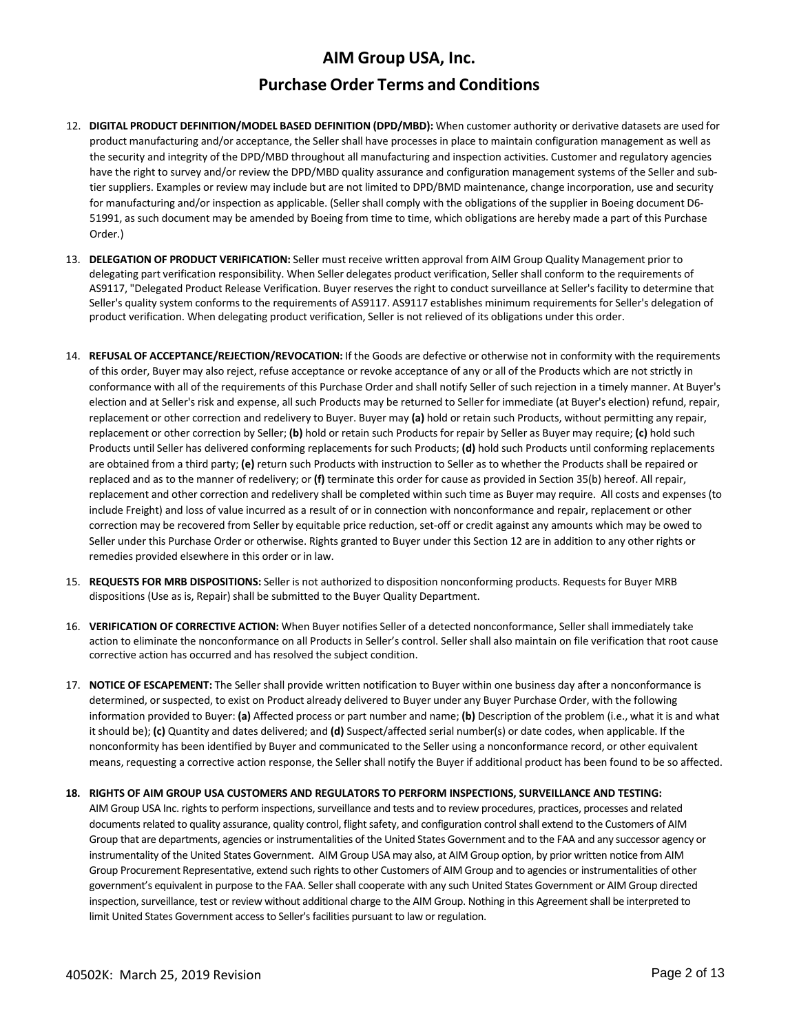# AIM Group USA, Inc.

## Purchase Order Terms and Conditions

12. **DIGITAL PRODUCT DEFINITION/MODEL BASED DEFINITION (DPD/MBD):** When customer authority or derivative datasets are used for product manufacturing and/or acceptance, the Seller shall have processes in place to maintain configuration management as well as the security and integrity of the DPD/MBD throughout all manufacturing and inspection activities. Customer and regulatory agencies have the right to survey and/or review the DPD/MBD quality assurance and configuration management systems of the Seller and sub-tier suppliers. Examples or review may include but are not limited to DPD/BMD maintenance, change incorporation, use and security for manufacturing and/or inspection as applicable. (Seller shall comply with the obligations of the supplier in Boeing document D6-51991, as such document may be amended by Boeing from time to time, which obligations are hereby made a part of this Purchase Order.)

13. **DELEGATION OF PRODUCT VERIFICATION:** Seller must receive written approval from AIM Group Quality Management prior to delegating part verification responsibility. When Seller delegates product verification, Seller shall conform to the requirements of AS9117, "Delegated Product Release Verification. Buyer reserves the right to conduct surveillance at Seller's facility to determine that Seller's quality system conforms to the requirements of AS9117. AS9117 establishes minimum requirements for Seller's delegation of product verification. When delegating product verification, Seller is not relieved of its obligations under this order.

14. **REFUSAL OF ACCEPTANCE/REJECTION/REVOCATION:** If the Goods are defective or otherwise not in conformity with the requirements of this order, Buyer may also reject, refuse acceptance or revoke acceptance of any or all of the Products which are not strictly in conformance with all of the requirements of this Purchase Order and shall notify Seller of such rejection in a timely manner. At Buyer's election and at Seller's risk and expense, all such Products may be returned to Seller for immediate (at Buyer's election) refund, repair, replacement or other correction and redelivery to Buyer. Buyer may **(a)** hold or retain such Products, without permitting any repair, replacement or other correction by Seller; **(b)** hold or retain such Products for repair by Seller as Buyer may require; **(c)** hold such Products until Seller has delivered conforming replacements for such Products; **(d)** hold such Products until conforming replacements are obtained from a third party; **(e)** return such Products with instruction to Seller as to whether the Products shall be repaired or replaced and as to the manner of redelivery; or **(f)** terminate this order for cause as provided in Section 35(b) hereof. All repair, replacement and other correction and redelivery shall be completed within such time as Buyer may require. All costs and expenses (to include Freight) and loss of value incurred as a result of or in connection with nonconformance and repair, replacement or other correction may be recovered from Seller by equitable price reduction, set-off or credit against any amounts which may be owed to Seller under this Purchase Order or otherwise. Rights granted to Buyer under this Section 12 are in addition to any other rights or remedies provided elsewhere in this order or in law.

15. **REQUESTS FOR MRB DISPOSITIONS:** Seller is not authorized to disposition nonconforming products. Requests for Buyer MRB dispositions (Use as is, Repair) shall be submitted to the Buyer Quality Department.

16. **VERIFICATION OF CORRECTIVE ACTION:** When Buyer notifies Seller of a detected nonconformance, Seller shall immediately take action to eliminate the nonconformance on all Products in Seller's control. Seller shall also maintain on file verification that root cause corrective action has occurred and has resolved the subject condition.

17. **NOTICE OF ESCAPEMENT:** The Seller shall provide written notification to Buyer within one business day after a nonconformance is determined, or suspected, to exist on Product already delivered to Buyer under any Buyer Purchase Order, with the following information provided to Buyer: **(a)** Affected process or part number and name; **(b)** Description of the problem (i.e., what it is and what it should be); **(c)** Quantity and dates delivered; and **(d)** Suspect/affected serial number(s) or date codes, when applicable. If the nonconformity has been identified by Buyer and communicated to the Seller using a nonconformance record, or other equivalent means, requesting a corrective action response, the Seller shall notify the Buyer if additional product has been found to be so affected.

18. **RIGHTS OF AIM GROUP USA CUSTOMERS AND REGULATORS TO PERFORM INSPECTIONS, SURVEILLANCE AND TESTING:**
AIM Group USA Inc. rights to perform inspections, surveillance and tests and to review procedures, practices, processes and related documents related to quality assurance, quality control, flight safety, and configuration control shall extend to the Customers of AIM Group that are departments, agencies or instrumentalities of the United States Government and to the FAA and any successor agency or instrumentality of the United States Government. AIM Group USA may also, at AIM Group option, by prior written notice from AIM Group Procurement Representative, extend such rights to other Customers of AIM Group and to agencies or instrumentalities of other government's equivalent in purpose to the FAA. Seller shall cooperate with any such United States Government or AIM Group directed inspection, surveillance, test or review without additional charge to the AIM Group. Nothing in this Agreement shall be interpreted to limit United States Government access to Seller's facilities pursuant to law or regulation.

40502K: March 25, 2019 Revision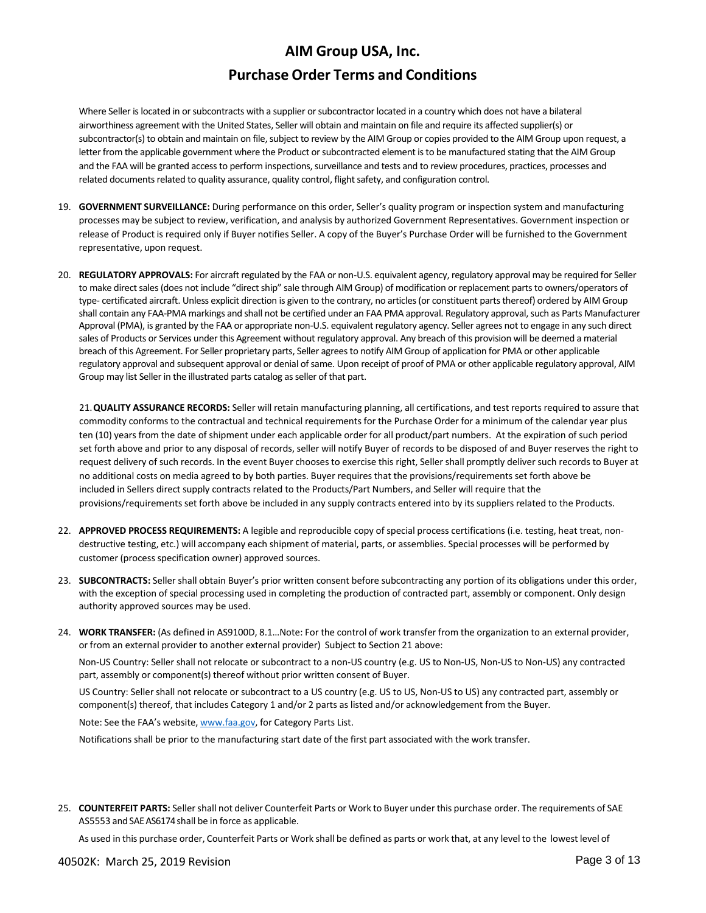Where Seller is located in or subcontracts with a supplier or subcontractor located in a country which does not have a bilateral airworthiness agreement with the United States, Seller will obtain and maintain on file and require its affected supplier(s) or subcontractor(s) to obtain and maintain on file, subject to review by the AIM Group or copies provided to the AIM Group upon request, a letter from the applicable government where the Product or subcontracted element is to be manufactured stating that the AIM Group and the FAA will be granted access to perform inspections, surveillance and tests and to review procedures, practices, processes and related documents related to quality assurance, quality control, flight safety, and configuration control.

19. **GOVERNMENT SURVEILLANCE:** During performance on this order, Seller's quality program or inspection system and manufacturing processes may be subject to review, verification, and analysis by authorized Government Representatives. Government inspection or release of Product is required only if Buyer notifies Seller. A copy of the Buyer's Purchase Order will be furnished to the Government representative, upon request.

20. **REGULATORY APPROVALS:** For aircraft regulated by the FAA or non-U.S. equivalent agency, regulatory approval may be required for Seller to make direct sales (does not include "direct ship" sale through AIM Group) of modification or replacement parts to owners/operators of type- certificated aircraft. Unless explicit direction is given to the contrary, no articles (or constituent parts thereof) ordered by AIM Group shall contain any FAA-PMA markings and shall not be certified under an FAA PMA approval. Regulatory approval, such as Parts Manufacturer Approval (PMA), is granted by the FAA or appropriate non-U.S. equivalent regulatory agency. Seller agrees not to engage in any such direct sales of Products or Services under this Agreement without regulatory approval. Any breach of this provision will be deemed a material breach of this Agreement. For Seller proprietary parts, Seller agrees to notify AIM Group of application for PMA or other applicable regulatory approval and subsequent approval or denial of same. Upon receipt of proof of PMA or other applicable regulatory approval, AIM Group may list Seller in the illustrated parts catalog as seller of that part.

21. **QUALITY ASSURANCE RECORDS:** Seller will retain manufacturing planning, all certifications, and test reports required to assure that commodity conforms to the contractual and technical requirements for the Purchase Order for a minimum of the calendar year plus ten (10) years from the date of shipment under each applicable order for all product/part numbers. At the expiration of such period set forth above and prior to any disposal of records, seller will notify Buyer of records to be disposed of and Buyer reserves the right to request delivery of such records. In the event Buyer chooses to exercise this right, Seller shall promptly deliver such records to Buyer at no additional costs on media agreed to by both parties. Buyer requires that the provisions/requirements set forth above be included in Sellers direct supply contracts related to the Products/Part Numbers, and Seller will require that the provisions/requirements set forth above be included in any supply contracts entered into by its suppliers related to the Products.

22. **APPROVED PROCESS REQUIREMENTS:** A legible and reproducible copy of special process certifications (i.e. testing, heat treat, non-destructive testing, etc.) will accompany each shipment of material, parts, or assemblies. Special processes will be performed by customer (process specification owner) approved sources.

23. **SUBCONTRACTS:** Seller shall obtain Buyer's prior written consent before subcontracting any portion of its obligations under this order, with the exception of special processing used in completing the production of contracted part, assembly or component. Only design authority approved sources may be used.

24. **WORK TRANSFER:** (As defined in AS9100D, 8.1…Note: For the control of work transfer from the organization to an external provider, or from an external provider to another external provider) Subject to Section 21 above:

    Non-US Country: Seller shall not relocate or subcontract to a non-US country (e.g. US to Non-US, Non-US to Non-US) any contracted part, assembly or component(s) thereof without prior written consent of Buyer.

    US Country: Seller shall not relocate or subcontract to a US country (e.g. US to US, Non-US to US) any contracted part, assembly or component(s) thereof, that includes Category 1 and/or 2 parts as listed and/or acknowledgement from the Buyer.

    Note: See the FAA's website, www.faa.gov, for Category Parts List.

    Notifications shall be prior to the manufacturing start date of the first part associated with the work transfer.

25. **COUNTERFEIT PARTS:** Seller shall not deliver Counterfeit Parts or Work to Buyer under this purchase order. The requirements of SAE AS5553 and SAE AS6174 shall be in force as applicable.

    As used in this purchase order, Counterfeit Parts or Work shall be defined as parts or work that, at any level to the lowest level of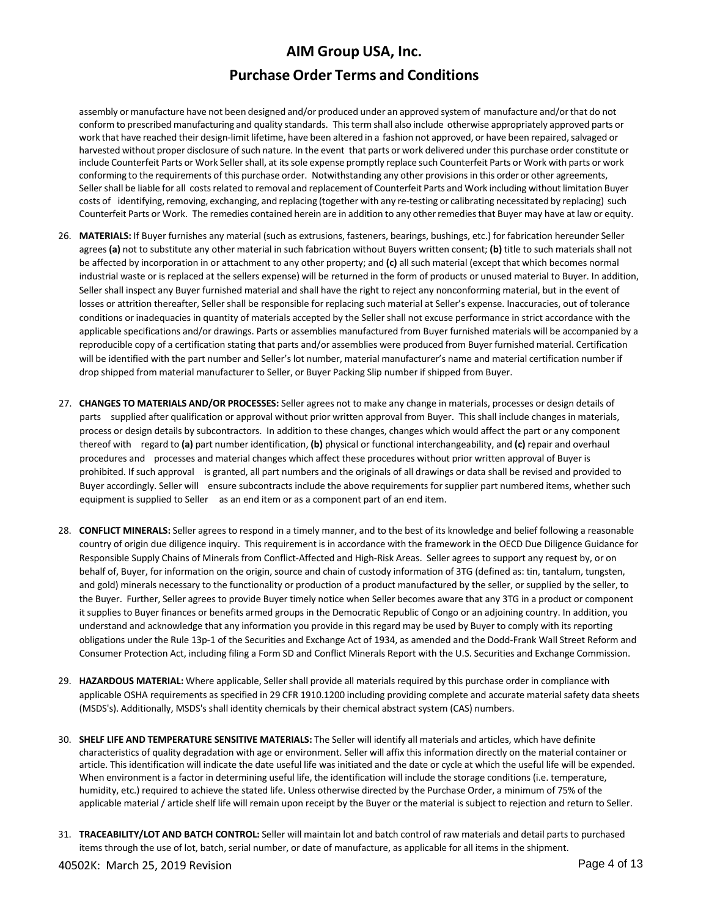assembly or manufacture have not been designed and/or produced under an approved system of manufacture and/or that do not conform to prescribed manufacturing and quality standards. This term shall also include otherwise appropriately approved parts or work that have reached their design-limit lifetime, have been altered in a fashion not approved, or have been repaired, salvaged or harvested without proper disclosure of such nature. In the event that parts or work delivered under this purchase order constitute or include Counterfeit Parts or Work Seller shall, at its sole expense promptly replace such Counterfeit Parts or Work with parts or work conforming to the requirements of this purchase order. Notwithstanding any other provisions in this order or other agreements, Seller shall be liable for all costs related to removal and replacement of Counterfeit Parts and Work including without limitation Buyer costs of identifying, removing, exchanging, and replacing (together with any re-testing or calibrating necessitated by replacing) such Counterfeit Parts or Work. The remedies contained herein are in addition to any other remedies that Buyer may have at law or equity.

26. **MATERIALS:** If Buyer furnishes any material (such as extrusions, fasteners, bearings, bushings, etc.) for fabrication hereunder Seller agrees **(a)** not to substitute any other material in such fabrication without Buyers written consent; **(b)** title to such materials shall not be affected by incorporation in or attachment to any other property; and **(c)** all such material (except that which becomes normal industrial waste or is replaced at the sellers expense) will be returned in the form of products or unused material to Buyer. In addition, Seller shall inspect any Buyer furnished material and shall have the right to reject any nonconforming material, but in the event of losses or attrition thereafter, Seller shall be responsible for replacing such material at Seller's expense. Inaccuracies, out of tolerance conditions or inadequacies in quantity of materials accepted by the Seller shall not excuse performance in strict accordance with the applicable specifications and/or drawings. Parts or assemblies manufactured from Buyer furnished materials will be accompanied by a reproducible copy of a certification stating that parts and/or assemblies were produced from Buyer furnished material. Certification will be identified with the part number and Seller's lot number, material manufacturer's name and material certification number if drop shipped from material manufacturer to Seller, or Buyer Packing Slip number if shipped from Buyer.

27. **CHANGES TO MATERIALS AND/OR PROCESSES:** Seller agrees not to make any change in materials, processes or design details of parts supplied after qualification or approval without prior written approval from Buyer. This shall include changes in materials, process or design details by subcontractors. In addition to these changes, changes which would affect the part or any component thereof with regard to **(a)** part number identification, **(b)** physical or functional interchangeability, and **(c)** repair and overhaul procedures and processes and material changes which affect these procedures without prior written approval of Buyer is prohibited. If such approval is granted, all part numbers and the originals of all drawings or data shall be revised and provided to Buyer accordingly. Seller will ensure subcontracts include the above requirements for supplier part numbered items, whether such equipment is supplied to Seller as an end item or as a component part of an end item.

28. **CONFLICT MINERALS:** Seller agrees to respond in a timely manner, and to the best of its knowledge and belief following a reasonable country of origin due diligence inquiry. This requirement is in accordance with the framework in the OECD Due Diligence Guidance for Responsible Supply Chains of Minerals from Conflict-Affected and High-Risk Areas. Seller agrees to support any request by, or on behalf of, Buyer, for information on the origin, source and chain of custody information of 3TG (defined as: tin, tantalum, tungsten, and gold) minerals necessary to the functionality or production of a product manufactured by the seller, or supplied by the seller, to the Buyer. Further, Seller agrees to provide Buyer timely notice when Seller becomes aware that any 3TG in a product or component it supplies to Buyer finances or benefits armed groups in the Democratic Republic of Congo or an adjoining country. In addition, you understand and acknowledge that any information you provide in this regard may be used by Buyer to comply with its reporting obligations under the Rule 13p-1 of the Securities and Exchange Act of 1934, as amended and the Dodd-Frank Wall Street Reform and Consumer Protection Act, including filing a Form SD and Conflict Minerals Report with the U.S. Securities and Exchange Commission.

29. **HAZARDOUS MATERIAL:** Where applicable, Seller shall provide all materials required by this purchase order in compliance with applicable OSHA requirements as specified in 29 CFR 1910.1200 including providing complete and accurate material safety data sheets (MSDS's). Additionally, MSDS's shall identity chemicals by their chemical abstract system (CAS) numbers.

30. **SHELF LIFE AND TEMPERATURE SENSITIVE MATERIALS:** The Seller will identify all materials and articles, which have definite characteristics of quality degradation with age or environment. Seller will affix this information directly on the material container or article. This identification will indicate the date useful life was initiated and the date or cycle at which the useful life will be expended. When environment is a factor in determining useful life, the identification will include the storage conditions (i.e. temperature, humidity, etc.) required to achieve the stated life. Unless otherwise directed by the Purchase Order, a minimum of 75% of the applicable material / article shelf life will remain upon receipt by the Buyer or the material is subject to rejection and return to Seller.

31. **TRACEABILITY/LOT AND BATCH CONTROL:** Seller will maintain lot and batch control of raw materials and detail parts to purchased items through the use of lot, batch, serial number, or date of manufacture, as applicable for all items in the shipment.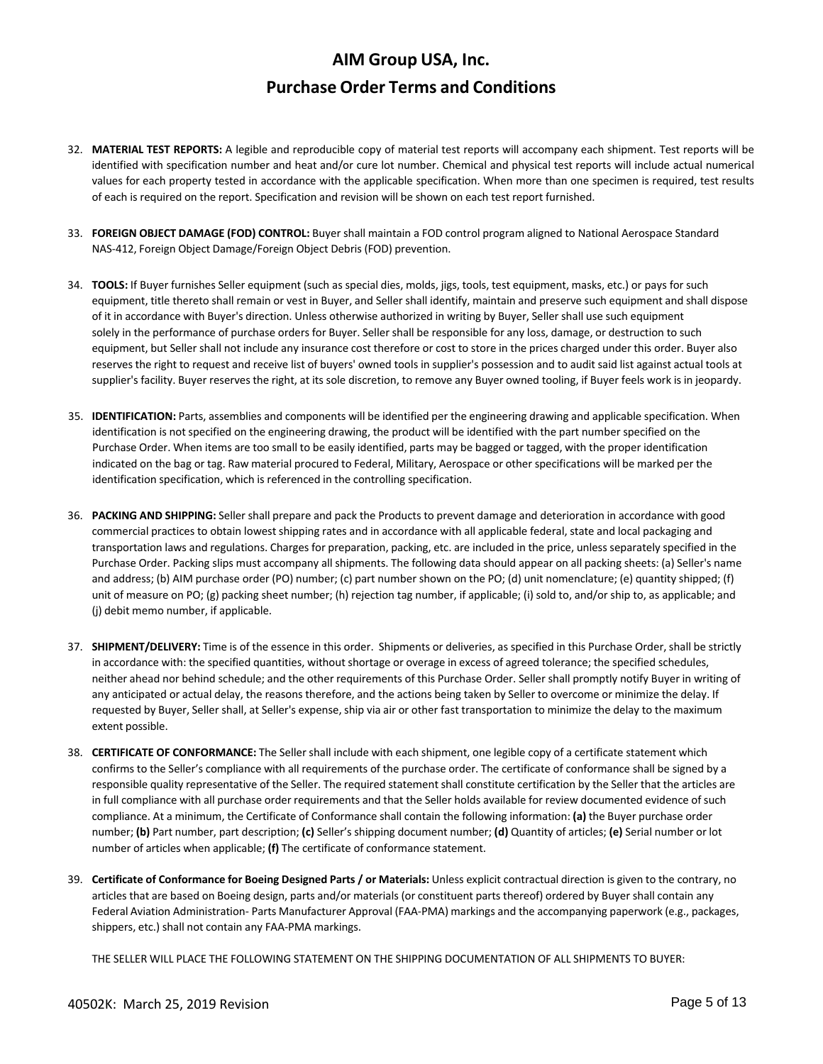32. **MATERIAL TEST REPORTS:** A legible and reproducible copy of material test reports will accompany each shipment. Test reports will be identified with specification number and heat and/or cure lot number. Chemical and physical test reports will include actual numerical values for each property tested in accordance with the applicable specification. When more than one specimen is required, test results of each is required on the report. Specification and revision will be shown on each test report furnished.

33. **FOREIGN OBJECT DAMAGE (FOD) CONTROL:** Buyer shall maintain a FOD control program aligned to National Aerospace Standard NAS-412, Foreign Object Damage/Foreign Object Debris (FOD) prevention.

34. **TOOLS:** If Buyer furnishes Seller equipment (such as special dies, molds, jigs, tools, test equipment, masks, etc.) or pays for such equipment, title thereto shall remain or vest in Buyer, and Seller shall identify, maintain and preserve such equipment and shall dispose of it in accordance with Buyer's direction. Unless otherwise authorized in writing by Buyer, Seller shall use such equipment solely in the performance of purchase orders for Buyer. Seller shall be responsible for any loss, damage, or destruction to such equipment, but Seller shall not include any insurance cost therefore or cost to store in the prices charged under this order. Buyer also reserves the right to request and receive list of buyers' owned tools in supplier's possession and to audit said list against actual tools at supplier's facility. Buyer reserves the right, at its sole discretion, to remove any Buyer owned tooling, if Buyer feels work is in jeopardy.

35. **IDENTIFICATION:** Parts, assemblies and components will be identified per the engineering drawing and applicable specification. When identification is not specified on the engineering drawing, the product will be identified with the part number specified on the Purchase Order. When items are too small to be easily identified, parts may be bagged or tagged, with the proper identification indicated on the bag or tag. Raw material procured to Federal, Military, Aerospace or other specifications will be marked per the identification specification, which is referenced in the controlling specification.

36. **PACKING AND SHIPPING:** Seller shall prepare and pack the Products to prevent damage and deterioration in accordance with good commercial practices to obtain lowest shipping rates and in accordance with all applicable federal, state and local packaging and transportation laws and regulations. Charges for preparation, packing, etc. are included in the price, unless separately specified in the Purchase Order. Packing slips must accompany all shipments. The following data should appear on all packing sheets: (a) Seller's name and address; (b) AIM purchase order (PO) number; (c) part number shown on the PO; (d) unit nomenclature; (e) quantity shipped; (f) unit of measure on PO; (g) packing sheet number; (h) rejection tag number, if applicable; (i) sold to, and/or ship to, as applicable; and (j) debit memo number, if applicable.

37. **SHIPMENT/DELIVERY:** Time is of the essence in this order. Shipments or deliveries, as specified in this Purchase Order, shall be strictly in accordance with: the specified quantities, without shortage or overage in excess of agreed tolerance; the specified schedules, neither ahead nor behind schedule; and the other requirements of this Purchase Order. Seller shall promptly notify Buyer in writing of any anticipated or actual delay, the reasons therefore, and the actions being taken by Seller to overcome or minimize the delay. If requested by Buyer, Seller shall, at Seller's expense, ship via air or other fast transportation to minimize the delay to the maximum extent possible.

38. **CERTIFICATE OF CONFORMANCE:** The Seller shall include with each shipment, one legible copy of a certificate statement which confirms to the Seller's compliance with all requirements of the purchase order. The certificate of conformance shall be signed by a responsible quality representative of the Seller. The required statement shall constitute certification by the Seller that the articles are in full compliance with all purchase order requirements and that the Seller holds available for review documented evidence of such compliance. At a minimum, the Certificate of Conformance shall contain the following information: **(a)** the Buyer purchase order number; **(b)** Part number, part description; **(c)** Seller's shipping document number; **(d)** Quantity of articles; **(e)** Serial number or lot number of articles when applicable; **(f)** The certificate of conformance statement.

39. **Certificate of Conformance for Boeing Designed Parts / or Materials:** Unless explicit contractual direction is given to the contrary, no articles that are based on Boeing design, parts and/or materials (or constituent parts thereof) ordered by Buyer shall contain any Federal Aviation Administration- Parts Manufacturer Approval (FAA-PMA) markings and the accompanying paperwork (e.g., packages, shippers, etc.) shall not contain any FAA-PMA markings.

    THE SELLER WILL PLACE THE FOLLOWING STATEMENT ON THE SHIPPING DOCUMENTATION OF ALL SHIPMENTS TO BUYER: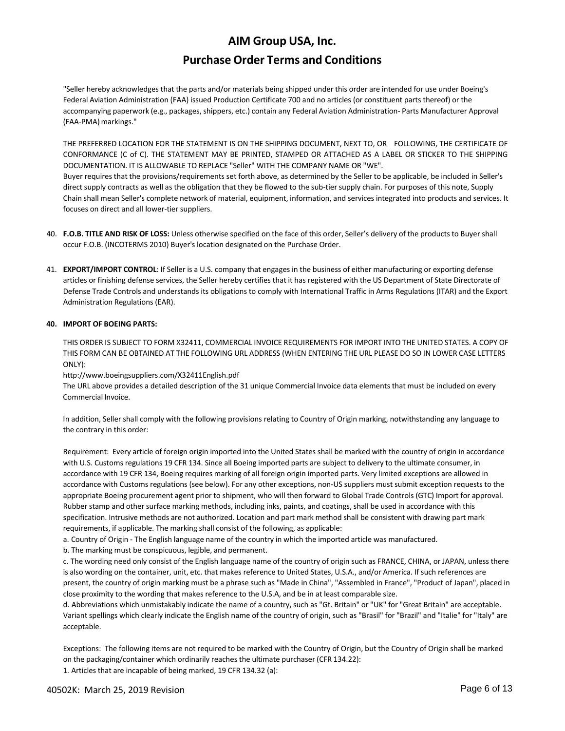"Seller hereby acknowledges that the parts and/or materials being shipped under this order are intended for use under Boeing's Federal Aviation Administration (FAA) issued Production Certificate 700 and no articles (or constituent parts thereof) or the accompanying paperwork (e.g., packages, shippers, etc.) contain any Federal Aviation Administration- Parts Manufacturer Approval (FAA-PMA) markings."

THE PREFERRED LOCATION FOR THE STATEMENT IS ON THE SHIPPING DOCUMENT, NEXT TO, OR FOLLOWING, THE CERTIFICATE OF CONFORMANCE (C of C). THE STATEMENT MAY BE PRINTED, STAMPED OR ATTACHED AS A LABEL OR STICKER TO THE SHIPPING DOCUMENTATION. IT IS ALLOWABLE TO REPLACE "Seller" WITH THE COMPANY NAME OR "WE".
Buyer requires that the provisions/requirements set forth above, as determined by the Seller to be applicable, be included in Seller's direct supply contracts as well as the obligation that they be flowed to the sub-tier supply chain. For purposes of this note, Supply Chain shall mean Seller's complete network of material, equipment, information, and services integrated into products and services. It focuses on direct and all lower-tier suppliers.

40. **F.O.B. TITLE AND RISK OF LOSS:** Unless otherwise specified on the face of this order, Seller's delivery of the products to Buyer shall occur F.O.B. (INCOTERMS 2010) Buyer's location designated on the Purchase Order.

41. **EXPORT/IMPORT CONTROL**: If Seller is a U.S. company that engages in the business of either manufacturing or exporting defense articles or finishing defense services, the Seller hereby certifies that it has registered with the US Department of State Directorate of Defense Trade Controls and understands its obligations to comply with International Traffic in Arms Regulations (ITAR) and the Export Administration Regulations (EAR).

**40. IMPORT OF BOEING PARTS:**

THIS ORDER IS SUBJECT TO FORM X32411, COMMERCIAL INVOICE REQUIREMENTS FOR IMPORT INTO THE UNITED STATES. A COPY OF THIS FORM CAN BE OBTAINED AT THE FOLLOWING URL ADDRESS (WHEN ENTERING THE URL PLEASE DO SO IN LOWER CASE LETTERS ONLY):
http://www.boeingsuppliers.com/X32411English.pdf
The URL above provides a detailed description of the 31 unique Commercial Invoice data elements that must be included on every Commercial Invoice.

In addition, Seller shall comply with the following provisions relating to Country of Origin marking, notwithstanding any language to the contrary in this order:

Requirement: Every article of foreign origin imported into the United States shall be marked with the country of origin in accordance with U.S. Customs regulations 19 CFR 134. Since all Boeing imported parts are subject to delivery to the ultimate consumer, in accordance with 19 CFR 134, Boeing requires marking of all foreign origin imported parts. Very limited exceptions are allowed in accordance with Customs regulations (see below). For any other exceptions, non-US suppliers must submit exception requests to the appropriate Boeing procurement agent prior to shipment, who will then forward to Global Trade Controls (GTC) Import for approval. Rubber stamp and other surface marking methods, including inks, paints, and coatings, shall be used in accordance with this specification. Intrusive methods are not authorized. Location and part mark method shall be consistent with drawing part mark requirements, if applicable. The marking shall consist of the following, as applicable:
a. Country of Origin - The English language name of the country in which the imported article was manufactured.
b. The marking must be conspicuous, legible, and permanent.
c. The wording need only consist of the English language name of the country of origin such as FRANCE, CHINA, or JAPAN, unless there is also wording on the container, unit, etc. that makes reference to United States, U.S.A., and/or America. If such references are present, the country of origin marking must be a phrase such as "Made in China", "Assembled in France", "Product of Japan", placed in close proximity to the wording that makes reference to the U.S.A, and be in at least comparable size.
d. Abbreviations which unmistakably indicate the name of a country, such as "Gt. Britain" or "UK" for "Great Britain" are acceptable. Variant spellings which clearly indicate the English name of the country of origin, such as "Brasil" for "Brazil" and "Italie" for "Italy" are acceptable.

Exceptions: The following items are not required to be marked with the Country of Origin, but the Country of Origin shall be marked on the packaging/container which ordinarily reaches the ultimate purchaser (CFR 134.22):
1. Articles that are incapable of being marked, 19 CFR 134.32 (a):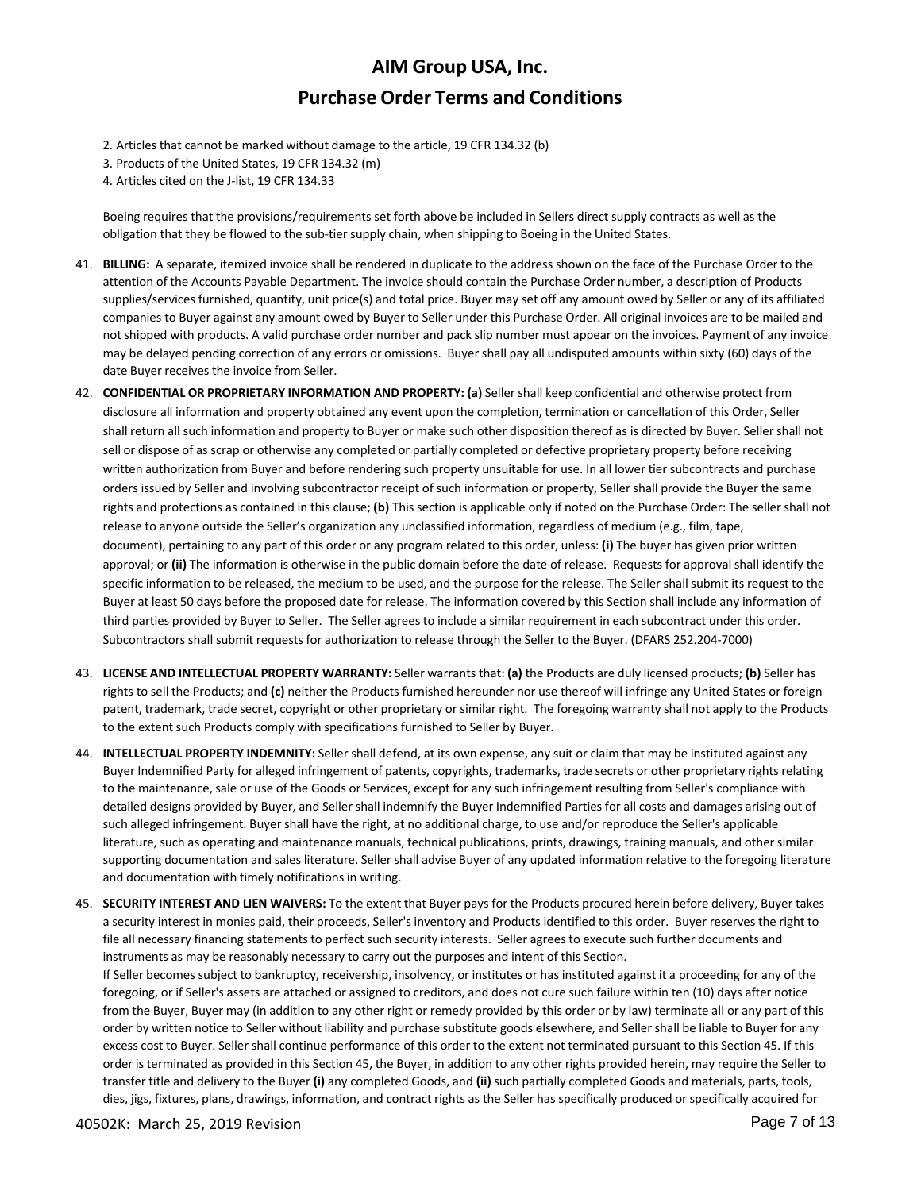2. Articles that cannot be marked without damage to the article, 19 CFR 134.32 (b)
3. Products of the United States, 19 CFR 134.32 (m)
4. Articles cited on the J-list, 19 CFR 134.33

Boeing requires that the provisions/requirements set forth above be included in Sellers direct supply contracts as well as the obligation that they be flowed to the sub-tier supply chain, when shipping to Boeing in the United States.

41. **BILLING:** A separate, itemized invoice shall be rendered in duplicate to the address shown on the face of the Purchase Order to the attention of the Accounts Payable Department. The invoice should contain the Purchase Order number, a description of Products supplies/services furnished, quantity, unit price(s) and total price. Buyer may set off any amount owed by Seller or any of its affiliated companies to Buyer against any amount owed by Buyer to Seller under this Purchase Order. All original invoices are to be mailed and not shipped with products. A valid purchase order number and pack slip number must appear on the invoices. Payment of any invoice may be delayed pending correction of any errors or omissions. Buyer shall pay all undisputed amounts within sixty (60) days of the date Buyer receives the invoice from Seller.

42. **CONFIDENTIAL OR PROPRIETARY INFORMATION AND PROPERTY: (a)** Seller shall keep confidential and otherwise protect from disclosure all information and property obtained any event upon the completion, termination or cancellation of this Order, Seller shall return all such information and property to Buyer or make such other disposition thereof as is directed by Buyer. Seller shall not sell or dispose of as scrap or otherwise any completed or partially completed or defective proprietary property before receiving written authorization from Buyer and before rendering such property unsuitable for use. In all lower tier subcontracts and purchase orders issued by Seller and involving subcontractor receipt of such information or property, Seller shall provide the Buyer the same rights and protections as contained in this clause; **(b)** This section is applicable only if noted on the Purchase Order: The seller shall not release to anyone outside the Seller's organization any unclassified information, regardless of medium (e.g., film, tape, document), pertaining to any part of this order or any program related to this order, unless: **(i)** The buyer has given prior written approval; or **(ii)** The information is otherwise in the public domain before the date of release. Requests for approval shall identify the specific information to be released, the medium to be used, and the purpose for the release. The Seller shall submit its request to the Buyer at least 50 days before the proposed date for release. The information covered by this Section shall include any information of third parties provided by Buyer to Seller. The Seller agrees to include a similar requirement in each subcontract under this order. Subcontractors shall submit requests for authorization to release through the Seller to the Buyer. (DFARS 252.204-7000)

43. **LICENSE AND INTELLECTUAL PROPERTY WARRANTY:** Seller warrants that: **(a)** the Products are duly licensed products; **(b)** Seller has rights to sell the Products; and **(c)** neither the Products furnished hereunder nor use thereof will infringe any United States or foreign patent, trademark, trade secret, copyright or other proprietary or similar right. The foregoing warranty shall not apply to the Products to the extent such Products comply with specifications furnished to Seller by Buyer.

44. **INTELLECTUAL PROPERTY INDEMNITY:** Seller shall defend, at its own expense, any suit or claim that may be instituted against any Buyer Indemnified Party for alleged infringement of patents, copyrights, trademarks, trade secrets or other proprietary rights relating to the maintenance, sale or use of the Goods or Services, except for any such infringement resulting from Seller's compliance with detailed designs provided by Buyer, and Seller shall indemnify the Buyer Indemnified Parties for all costs and damages arising out of such alleged infringement. Buyer shall have the right, at no additional charge, to use and/or reproduce the Seller's applicable literature, such as operating and maintenance manuals, technical publications, prints, drawings, training manuals, and other similar supporting documentation and sales literature. Seller shall advise Buyer of any updated information relative to the foregoing literature and documentation with timely notifications in writing.

45. **SECURITY INTEREST AND LIEN WAIVERS:** To the extent that Buyer pays for the Products procured herein before delivery, Buyer takes a security interest in monies paid, their proceeds, Seller's inventory and Products identified to this order. Buyer reserves the right to file all necessary financing statements to perfect such security interests. Seller agrees to execute such further documents and instruments as may be reasonably necessary to carry out the purposes and intent of this Section.
If Seller becomes subject to bankruptcy, receivership, insolvency, or institutes or has instituted against it a proceeding for any of the foregoing, or if Seller's assets are attached or assigned to creditors, and does not cure such failure within ten (10) days after notice from the Buyer, Buyer may (in addition to any other right or remedy provided by this order or by law) terminate all or any part of this order by written notice to Seller without liability and purchase substitute goods elsewhere, and Seller shall be liable to Buyer for any excess cost to Buyer. Seller shall continue performance of this order to the extent not terminated pursuant to this Section 45. If this order is terminated as provided in this Section 45, the Buyer, in addition to any other rights provided herein, may require the Seller to transfer title and delivery to the Buyer **(i)** any completed Goods, and **(ii)** such partially completed Goods and materials, parts, tools, dies, jigs, fixtures, plans, drawings, information, and contract rights as the Seller has specifically produced or specifically acquired for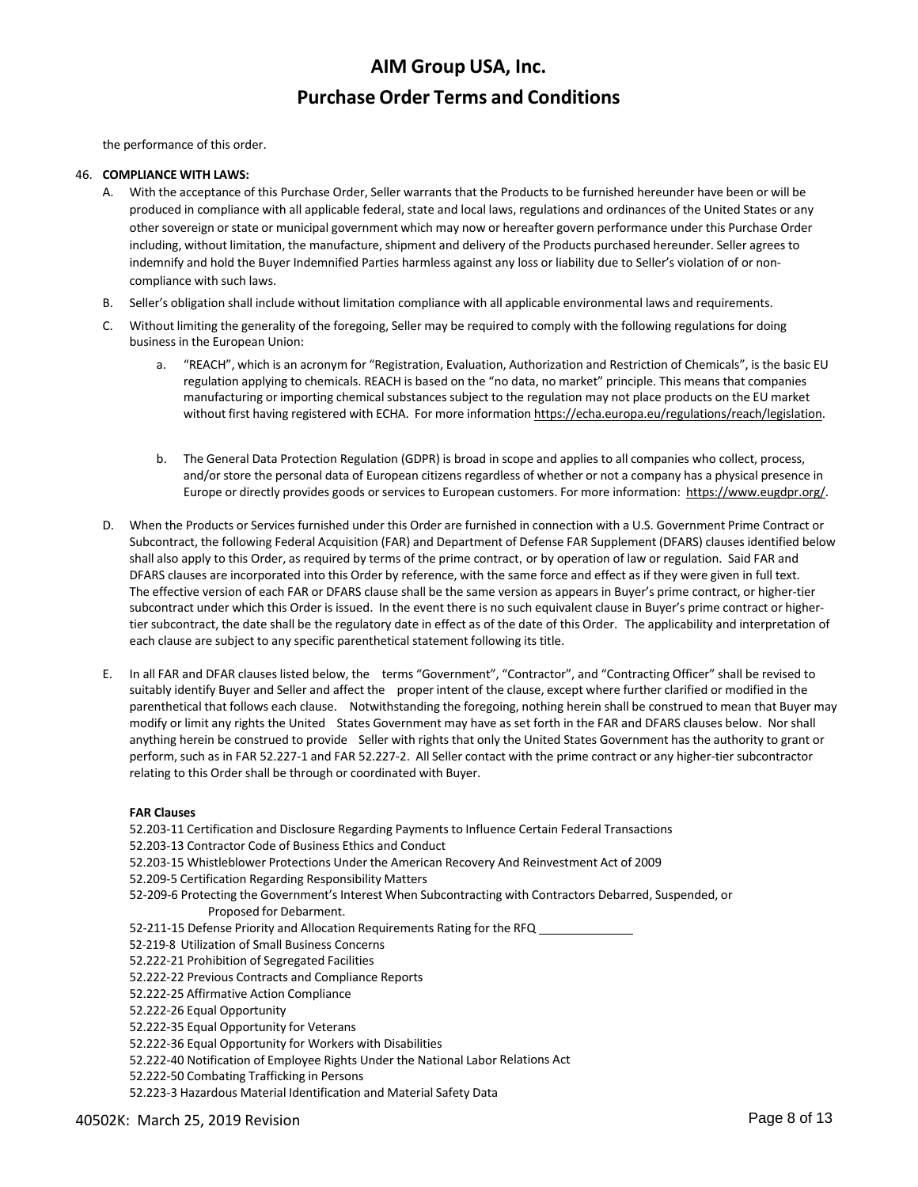the performance of this order.

46. **COMPLIANCE WITH LAWS:**

   A. With the acceptance of this Purchase Order, Seller warrants that the Products to be furnished hereunder have been or will be produced in compliance with all applicable federal, state and local laws, regulations and ordinances of the United States or any other sovereign or state or municipal government which may now or hereafter govern performance under this Purchase Order including, without limitation, the manufacture, shipment and delivery of the Products purchased hereunder. Seller agrees to indemnify and hold the Buyer Indemnified Parties harmless against any loss or liability due to Seller's violation of or non-compliance with such laws.

   B. Seller's obligation shall include without limitation compliance with all applicable environmental laws and requirements.

   C. Without limiting the generality of the foregoing, Seller may be required to comply with the following regulations for doing business in the European Union:

      a. "REACH", which is an acronym for "Registration, Evaluation, Authorization and Restriction of Chemicals", is the basic EU regulation applying to chemicals. REACH is based on the "no data, no market" principle. This means that companies manufacturing or importing chemical substances subject to the regulation may not place products on the EU market without first having registered with ECHA. For more information https://echa.europa.eu/regulations/reach/legislation.

      b. The General Data Protection Regulation (GDPR) is broad in scope and applies to all companies who collect, process, and/or store the personal data of European citizens regardless of whether or not a company has a physical presence in Europe or directly provides goods or services to European customers. For more information: https://www.eugdpr.org/.

   D. When the Products or Services furnished under this Order are furnished in connection with a U.S. Government Prime Contract or Subcontract, the following Federal Acquisition (FAR) and Department of Defense FAR Supplement (DFARS) clauses identified below shall also apply to this Order, as required by terms of the prime contract, or by operation of law or regulation. Said FAR and DFARS clauses are incorporated into this Order by reference, with the same force and effect as if they were given in full text. The effective version of each FAR or DFARS clause shall be the same version as appears in Buyer's prime contract, or higher-tier subcontract under which this Order is issued. In the event there is no such equivalent clause in Buyer's prime contract or higher-tier subcontract, the date shall be the regulatory date in effect as of the date of this Order. The applicability and interpretation of each clause are subject to any specific parenthetical statement following its title.

   E. In all FAR and DFAR clauses listed below, the terms "Government", "Contractor", and "Contracting Officer" shall be revised to suitably identify Buyer and Seller and affect the proper intent of the clause, except where further clarified or modified in the parenthetical that follows each clause. Notwithstanding the foregoing, nothing herein shall be construed to mean that Buyer may modify or limit any rights the United States Government may have as set forth in the FAR and DFARS clauses below. Nor shall anything herein be construed to provide Seller with rights that only the United States Government has the authority to grant or perform, such as in FAR 52.227-1 and FAR 52.227-2. All Seller contact with the prime contract or any higher-tier subcontractor relating to this Order shall be through or coordinated with Buyer.

   **FAR Clauses**

   52.203-11 Certification and Disclosure Regarding Payments to Influence Certain Federal Transactions
   52.203-13 Contractor Code of Business Ethics and Conduct
   52.203-15 Whistleblower Protections Under the American Recovery And Reinvestment Act of 2009
   52.209-5 Certification Regarding Responsibility Matters
   52-209-6 Protecting the Government's Interest When Subcontracting with Contractors Debarred, Suspended, or Proposed for Debarment.
   52-211-15 Defense Priority and Allocation Requirements Rating for the RFQ ______________
   52-219-8 Utilization of Small Business Concerns
   52.222-21 Prohibition of Segregated Facilities
   52.222-22 Previous Contracts and Compliance Reports
   52.222-25 Affirmative Action Compliance
   52.222-26 Equal Opportunity
   52.222-35 Equal Opportunity for Veterans
   52.222-36 Equal Opportunity for Workers with Disabilities
   52.222-40 Notification of Employee Rights Under the National Labor Relations Act
   52.222-50 Combating Trafficking in Persons
   52.223-3 Hazardous Material Identification and Material Safety Data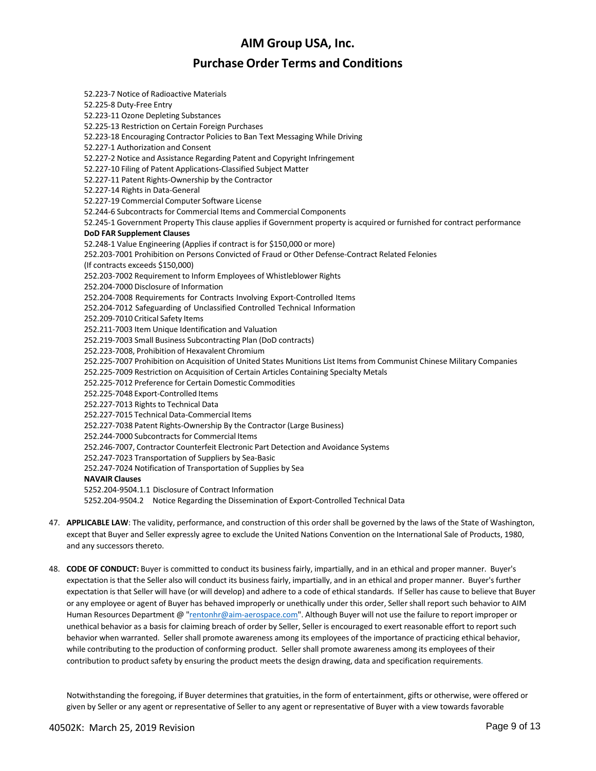52.223-7 Notice of Radioactive Materials
52.225-8 Duty-Free Entry
52.223-11 Ozone Depleting Substances
52.225-13 Restriction on Certain Foreign Purchases
52.223-18 Encouraging Contractor Policies to Ban Text Messaging While Driving
52.227-1 Authorization and Consent
52.227-2 Notice and Assistance Regarding Patent and Copyright Infringement
52.227-10 Filing of Patent Applications-Classified Subject Matter
52.227-11 Patent Rights-Ownership by the Contractor
52.227-14 Rights in Data-General
52.227-19 Commercial Computer Software License
52.244-6 Subcontracts for Commercial Items and Commercial Components
52.245-1 Government Property This clause applies if Government property is acquired or furnished for contract performance

**DoD FAR Supplement Clauses**

52.248-1 Value Engineering (Applies if contract is for $150,000 or more)
252.203-7001 Prohibition on Persons Convicted of Fraud or Other Defense-Contract Related Felonies
(If contracts exceeds $150,000)
252.203-7002 Requirement to Inform Employees of Whistleblower Rights
252.204-7000 Disclosure of Information
252.204-7008 Requirements for Contracts Involving Export-Controlled Items
252.204-7012 Safeguarding of Unclassified Controlled Technical Information
252.209-7010 Critical Safety Items
252.211-7003 Item Unique Identification and Valuation
252.219-7003 Small Business Subcontracting Plan (DoD contracts)
252.223-7008, Prohibition of Hexavalent Chromium
252.225-7007 Prohibition on Acquisition of United States Munitions List Items from Communist Chinese Military Companies
252.225-7009 Restriction on Acquisition of Certain Articles Containing Specialty Metals
252.225-7012 Preference for Certain Domestic Commodities
252.225-7048 Export-Controlled Items
252.227-7013 Rights to Technical Data
252.227-7015 Technical Data-Commercial Items
252.227-7038 Patent Rights-Ownership By the Contractor (Large Business)
252.244-7000 Subcontracts for Commercial Items
252.246-7007, Contractor Counterfeit Electronic Part Detection and Avoidance Systems
252.247-7023 Transportation of Suppliers by Sea-Basic
252.247-7024 Notification of Transportation of Supplies by Sea

**NAVAIR Clauses**

5252.204-9504.1.1 Disclosure of Contract Information
5252.204-9504.2 Notice Regarding the Dissemination of Export-Controlled Technical Data

47. **APPLICABLE LAW**: The validity, performance, and construction of this order shall be governed by the laws of the State of Washington, except that Buyer and Seller expressly agree to exclude the United Nations Convention on the International Sale of Products, 1980, and any successors thereto.

48. **CODE OF CONDUCT:** Buyer is committed to conduct its business fairly, impartially, and in an ethical and proper manner. Buyer's expectation is that the Seller also will conduct its business fairly, impartially, and in an ethical and proper manner. Buyer's further expectation is that Seller will have (or will develop) and adhere to a code of ethical standards. If Seller has cause to believe that Buyer or any employee or agent of Buyer has behaved improperly or unethically under this order, Seller shall report such behavior to AIM Human Resources Department @ "rentonhr@aim-aerospace.com". Although Buyer will not use the failure to report improper or unethical behavior as a basis for claiming breach of order by Seller, Seller is encouraged to exert reasonable effort to report such behavior when warranted. Seller shall promote awareness among its employees of the importance of practicing ethical behavior, while contributing to the production of conforming product. Seller shall promote awareness among its employees of their contribution to product safety by ensuring the product meets the design drawing, data and specification requirements.

    Notwithstanding the foregoing, if Buyer determines that gratuities, in the form of entertainment, gifts or otherwise, were offered or given by Seller or any agent or representative of Seller to any agent or representative of Buyer with a view towards favorable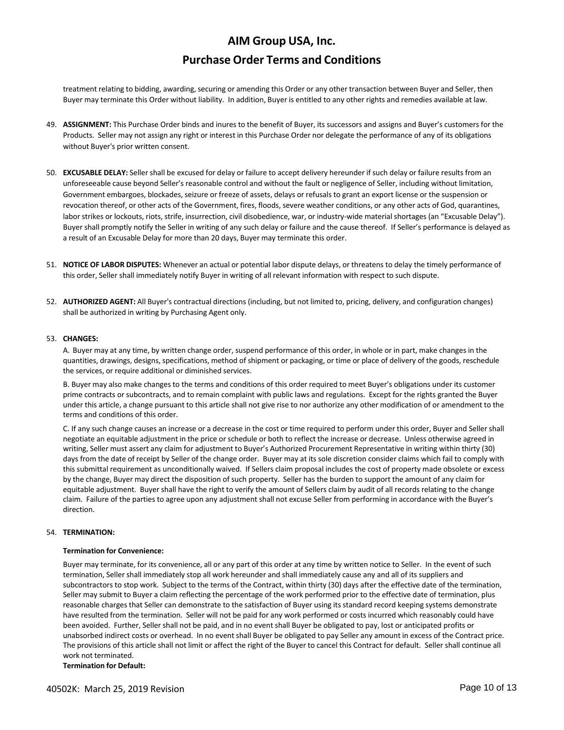treatment relating to bidding, awarding, securing or amending this Order or any other transaction between Buyer and Seller, then Buyer may terminate this Order without liability. In addition, Buyer is entitled to any other rights and remedies available at law.

49. **ASSIGNMENT:** This Purchase Order binds and inures to the benefit of Buyer, its successors and assigns and Buyer's customers for the Products. Seller may not assign any right or interest in this Purchase Order nor delegate the performance of any of its obligations without Buyer's prior written consent.

50. **EXCUSABLE DELAY:** Seller shall be excused for delay or failure to accept delivery hereunder if such delay or failure results from an unforeseeable cause beyond Seller's reasonable control and without the fault or negligence of Seller, including without limitation, Government embargoes, blockades, seizure or freeze of assets, delays or refusals to grant an export license or the suspension or revocation thereof, or other acts of the Government, fires, floods, severe weather conditions, or any other acts of God, quarantines, labor strikes or lockouts, riots, strife, insurrection, civil disobedience, war, or industry-wide material shortages (an "Excusable Delay"). Buyer shall promptly notify the Seller in writing of any such delay or failure and the cause thereof. If Seller's performance is delayed as a result of an Excusable Delay for more than 20 days, Buyer may terminate this order.

51. **NOTICE OF LABOR DISPUTES:** Whenever an actual or potential labor dispute delays, or threatens to delay the timely performance of this order, Seller shall immediately notify Buyer in writing of all relevant information with respect to such dispute.

52. **AUTHORIZED AGENT:** All Buyer's contractual directions (including, but not limited to, pricing, delivery, and configuration changes) shall be authorized in writing by Purchasing Agent only.

53. **CHANGES:**

A. Buyer may at any time, by written change order, suspend performance of this order, in whole or in part, make changes in the quantities, drawings, designs, specifications, method of shipment or packaging, or time or place of delivery of the goods, reschedule the services, or require additional or diminished services.

B. Buyer may also make changes to the terms and conditions of this order required to meet Buyer's obligations under its customer prime contracts or subcontracts, and to remain complaint with public laws and regulations. Except for the rights granted the Buyer under this article, a change pursuant to this article shall not give rise to nor authorize any other modification of or amendment to the terms and conditions of this order.

C. If any such change causes an increase or a decrease in the cost or time required to perform under this order, Buyer and Seller shall negotiate an equitable adjustment in the price or schedule or both to reflect the increase or decrease. Unless otherwise agreed in writing, Seller must assert any claim for adjustment to Buyer's Authorized Procurement Representative in writing within thirty (30) days from the date of receipt by Seller of the change order. Buyer may at its sole discretion consider claims which fail to comply with this submittal requirement as unconditionally waived. If Sellers claim proposal includes the cost of property made obsolete or excess by the change, Buyer may direct the disposition of such property. Seller has the burden to support the amount of any claim for equitable adjustment. Buyer shall have the right to verify the amount of Sellers claim by audit of all records relating to the change claim. Failure of the parties to agree upon any adjustment shall not excuse Seller from performing in accordance with the Buyer's direction.

54. **TERMINATION:**

**Termination for Convenience:**

Buyer may terminate, for its convenience, all or any part of this order at any time by written notice to Seller. In the event of such termination, Seller shall immediately stop all work hereunder and shall immediately cause any and all of its suppliers and subcontractors to stop work. Subject to the terms of the Contract, within thirty (30) days after the effective date of the termination, Seller may submit to Buyer a claim reflecting the percentage of the work performed prior to the effective date of termination, plus reasonable charges that Seller can demonstrate to the satisfaction of Buyer using its standard record keeping systems demonstrate have resulted from the termination. Seller will not be paid for any work performed or costs incurred which reasonably could have been avoided. Further, Seller shall not be paid, and in no event shall Buyer be obligated to pay, lost or anticipated profits or unabsorbed indirect costs or overhead. In no event shall Buyer be obligated to pay Seller any amount in excess of the Contract price. The provisions of this article shall not limit or affect the right of the Buyer to cancel this Contract for default. Seller shall continue all work not terminated.

**Termination for Default:**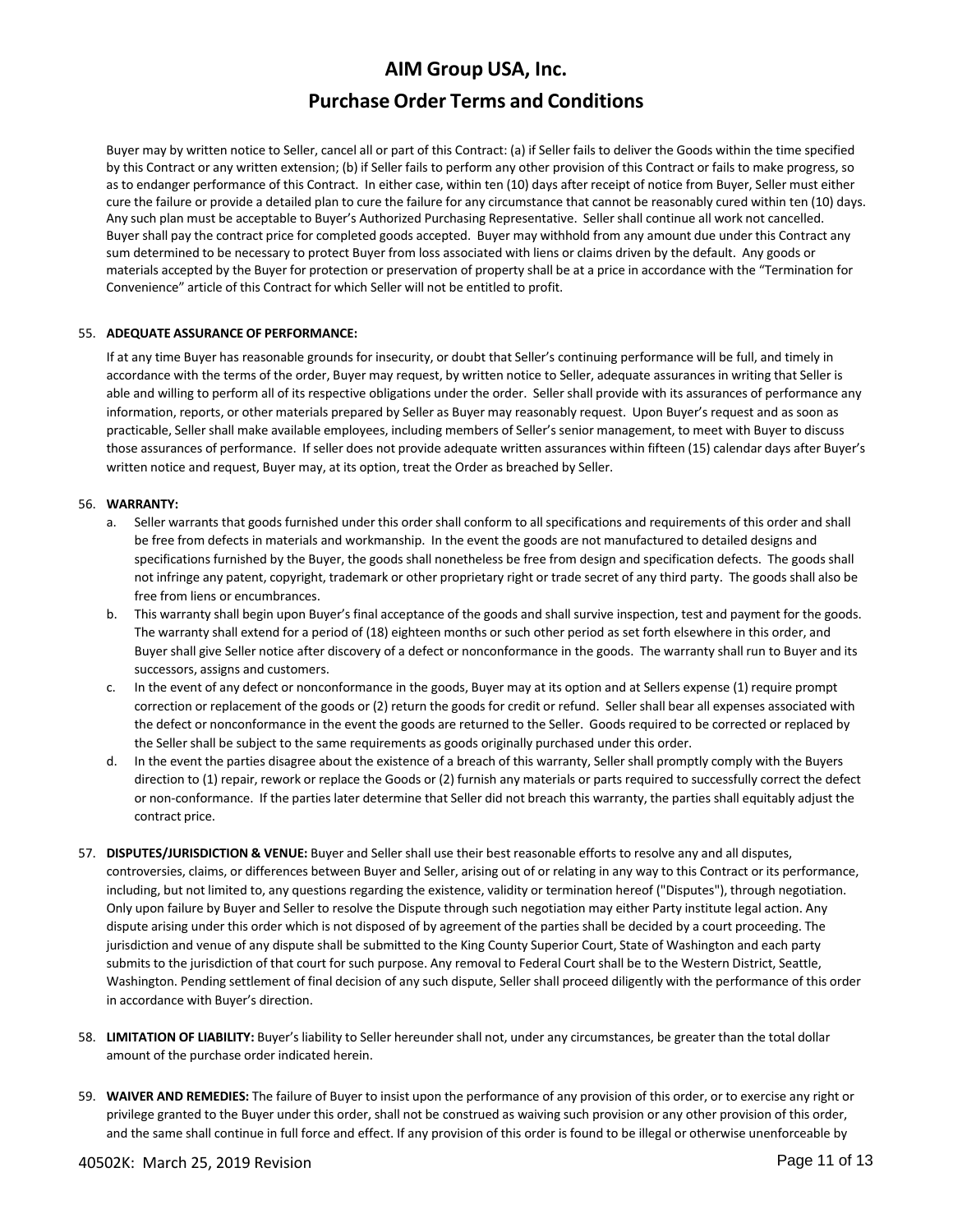Buyer may by written notice to Seller, cancel all or part of this Contract: (a) if Seller fails to deliver the Goods within the time specified by this Contract or any written extension; (b) if Seller fails to perform any other provision of this Contract or fails to make progress, so as to endanger performance of this Contract. In either case, within ten (10) days after receipt of notice from Buyer, Seller must either cure the failure or provide a detailed plan to cure the failure for any circumstance that cannot be reasonably cured within ten (10) days. Any such plan must be acceptable to Buyer's Authorized Purchasing Representative. Seller shall continue all work not cancelled. Buyer shall pay the contract price for completed goods accepted. Buyer may withhold from any amount due under this Contract any sum determined to be necessary to protect Buyer from loss associated with liens or claims driven by the default. Any goods or materials accepted by the Buyer for protection or preservation of property shall be at a price in accordance with the "Termination for Convenience" article of this Contract for which Seller will not be entitled to profit.

55. **ADEQUATE ASSURANCE OF PERFORMANCE:**

    If at any time Buyer has reasonable grounds for insecurity, or doubt that Seller's continuing performance will be full, and timely in accordance with the terms of the order, Buyer may request, by written notice to Seller, adequate assurances in writing that Seller is able and willing to perform all of its respective obligations under the order. Seller shall provide with its assurances of performance any information, reports, or other materials prepared by Seller as Buyer may reasonably request. Upon Buyer's request and as soon as practicable, Seller shall make available employees, including members of Seller's senior management, to meet with Buyer to discuss those assurances of performance. If seller does not provide adequate written assurances within fifteen (15) calendar days after Buyer's written notice and request, Buyer may, at its option, treat the Order as breached by Seller.

56. **WARRANTY:**

    a. Seller warrants that goods furnished under this order shall conform to all specifications and requirements of this order and shall be free from defects in materials and workmanship. In the event the goods are not manufactured to detailed designs and specifications furnished by the Buyer, the goods shall nonetheless be free from design and specification defects. The goods shall not infringe any patent, copyright, trademark or other proprietary right or trade secret of any third party. The goods shall also be free from liens or encumbrances.
    b. This warranty shall begin upon Buyer's final acceptance of the goods and shall survive inspection, test and payment for the goods. The warranty shall extend for a period of (18) eighteen months or such other period as set forth elsewhere in this order, and Buyer shall give Seller notice after discovery of a defect or nonconformance in the goods. The warranty shall run to Buyer and its successors, assigns and customers.
    c. In the event of any defect or nonconformance in the goods, Buyer may at its option and at Sellers expense (1) require prompt correction or replacement of the goods or (2) return the goods for credit or refund. Seller shall bear all expenses associated with the defect or nonconformance in the event the goods are returned to the Seller. Goods required to be corrected or replaced by the Seller shall be subject to the same requirements as goods originally purchased under this order.
    d. In the event the parties disagree about the existence of a breach of this warranty, Seller shall promptly comply with the Buyers direction to (1) repair, rework or replace the Goods or (2) furnish any materials or parts required to successfully correct the defect or non-conformance. If the parties later determine that Seller did not breach this warranty, the parties shall equitably adjust the contract price.

57. **DISPUTES/JURISDICTION & VENUE:** Buyer and Seller shall use their best reasonable efforts to resolve any and all disputes, controversies, claims, or differences between Buyer and Seller, arising out of or relating in any way to this Contract or its performance, including, but not limited to, any questions regarding the existence, validity or termination hereof ("Disputes"), through negotiation. Only upon failure by Buyer and Seller to resolve the Dispute through such negotiation may either Party institute legal action. Any dispute arising under this order which is not disposed of by agreement of the parties shall be decided by a court proceeding. The jurisdiction and venue of any dispute shall be submitted to the King County Superior Court, State of Washington and each party submits to the jurisdiction of that court for such purpose. Any removal to Federal Court shall be to the Western District, Seattle, Washington. Pending settlement of final decision of any such dispute, Seller shall proceed diligently with the performance of this order in accordance with Buyer's direction.

58. **LIMITATION OF LIABILITY:** Buyer's liability to Seller hereunder shall not, under any circumstances, be greater than the total dollar amount of the purchase order indicated herein.

59. **WAIVER AND REMEDIES:** The failure of Buyer to insist upon the performance of any provision of this order, or to exercise any right or privilege granted to the Buyer under this order, shall not be construed as waiving such provision or any other provision of this order, and the same shall continue in full force and effect. If any provision of this order is found to be illegal or otherwise unenforceable by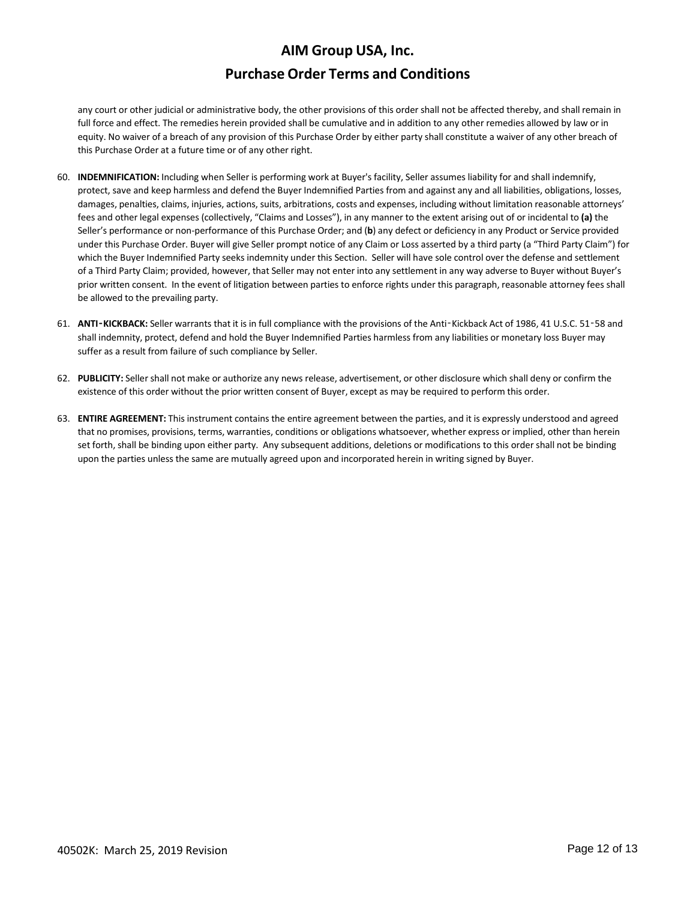any court or other judicial or administrative body, the other provisions of this order shall not be affected thereby, and shall remain in full force and effect. The remedies herein provided shall be cumulative and in addition to any other remedies allowed by law or in equity. No waiver of a breach of any provision of this Purchase Order by either party shall constitute a waiver of any other breach of this Purchase Order at a future time or of any other right.

60. **INDEMNIFICATION:** Including when Seller is performing work at Buyer's facility, Seller assumes liability for and shall indemnify, protect, save and keep harmless and defend the Buyer Indemnified Parties from and against any and all liabilities, obligations, losses, damages, penalties, claims, injuries, actions, suits, arbitrations, costs and expenses, including without limitation reasonable attorneys' fees and other legal expenses (collectively, "Claims and Losses"), in any manner to the extent arising out of or incidental to **(a)** the Seller's performance or non-performance of this Purchase Order; and (**b**) any defect or deficiency in any Product or Service provided under this Purchase Order. Buyer will give Seller prompt notice of any Claim or Loss asserted by a third party (a "Third Party Claim") for which the Buyer Indemnified Party seeks indemnity under this Section. Seller will have sole control over the defense and settlement of a Third Party Claim; provided, however, that Seller may not enter into any settlement in any way adverse to Buyer without Buyer's prior written consent. In the event of litigation between parties to enforce rights under this paragraph, reasonable attorney fees shall be allowed to the prevailing party.

61. **ANTI-KICKBACK:** Seller warrants that it is in full compliance with the provisions of the Anti-Kickback Act of 1986, 41 U.S.C. 51-58 and shall indemnity, protect, defend and hold the Buyer Indemnified Parties harmless from any liabilities or monetary loss Buyer may suffer as a result from failure of such compliance by Seller.

62. **PUBLICITY:** Seller shall not make or authorize any news release, advertisement, or other disclosure which shall deny or confirm the existence of this order without the prior written consent of Buyer, except as may be required to perform this order.

63. **ENTIRE AGREEMENT:** This instrument contains the entire agreement between the parties, and it is expressly understood and agreed that no promises, provisions, terms, warranties, conditions or obligations whatsoever, whether express or implied, other than herein set forth, shall be binding upon either party. Any subsequent additions, deletions or modifications to this order shall not be binding upon the parties unless the same are mutually agreed upon and incorporated herein in writing signed by Buyer.